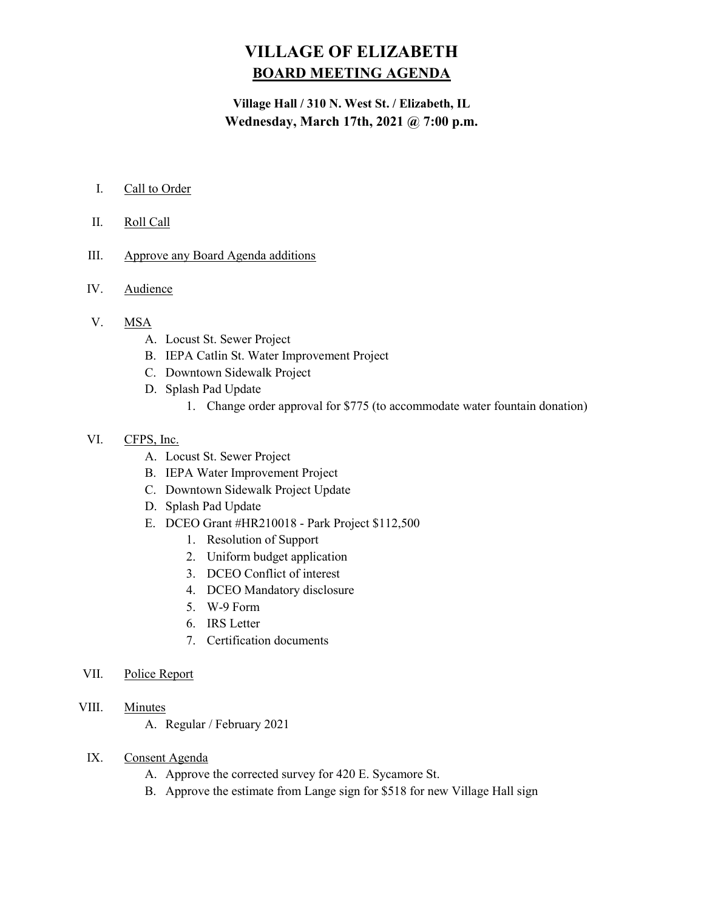# VILLAGE OF ELIZABETH

## BOARD MEETING AGENDA

**Village Hall / 310 N. West St. / Elizabeth, IL**
**Wednesday, March 17th, 2021 @ 7:00 p.m.**

I. Call to Order

II. Roll Call

III. Approve any Board Agenda additions

IV. Audience

V. MSA
   - A. Locust St. Sewer Project
   - B. IEPA Catlin St. Water Improvement Project
   - C. Downtown Sidewalk Project
   - D. Splash Pad Update
     1. Change order approval for $775 (to accommodate water fountain donation)

VI. CFPS, Inc.
   - A. Locust St. Sewer Project
   - B. IEPA Water Improvement Project
   - C. Downtown Sidewalk Project Update
   - D. Splash Pad Update
   - E. DCEO Grant #HR210018 - Park Project $112,500
     1. Resolution of Support
     2. Uniform budget application
     3. DCEO Conflict of interest
     4. DCEO Mandatory disclosure
     5. W-9 Form
     6. IRS Letter
     7. Certification documents

VII. Police Report

VIII. Minutes
   - A. Regular / February 2021

IX. Consent Agenda
   - A. Approve the corrected survey for 420 E. Sycamore St.
   - B. Approve the estimate from Lange sign for $518 for new Village Hall sign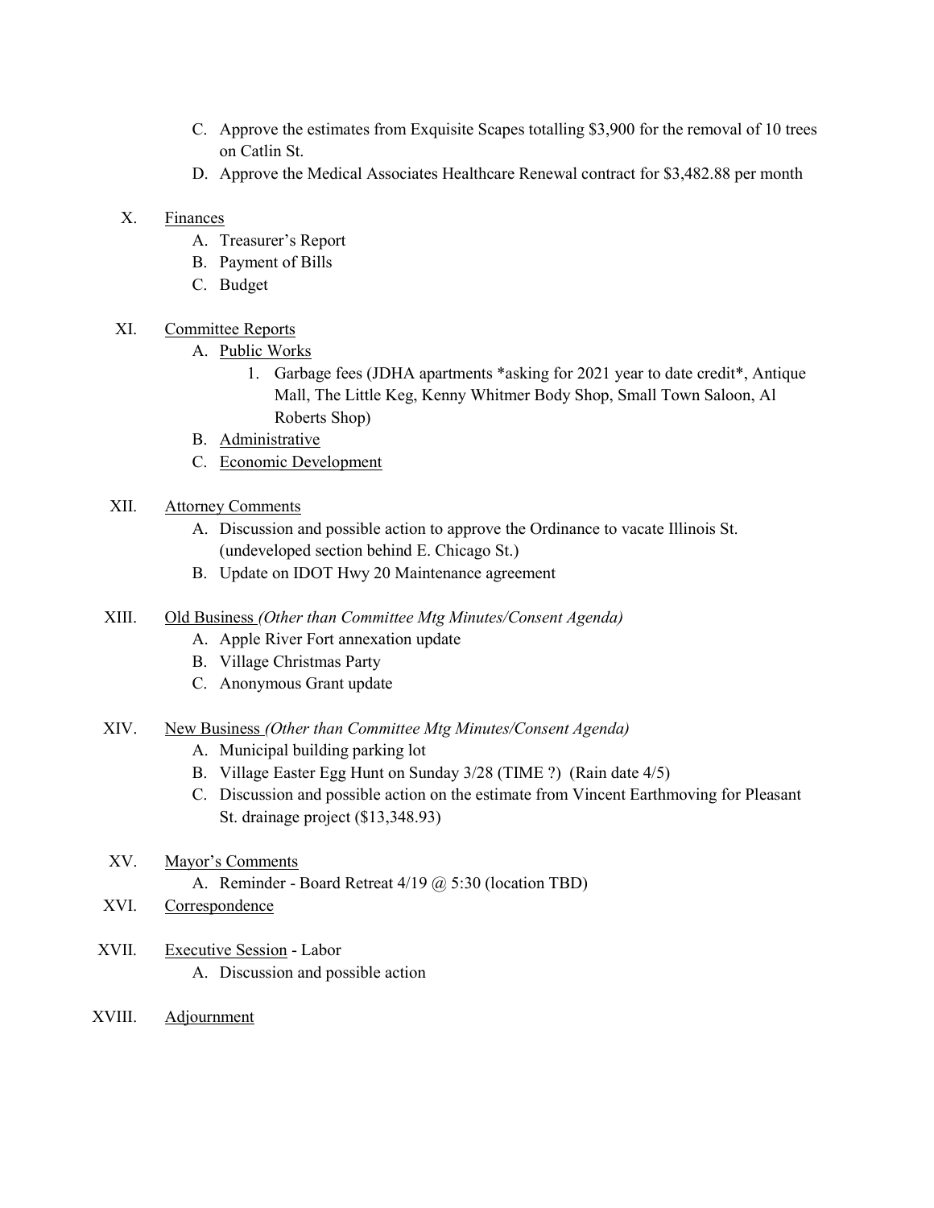C. Approve the estimates from Exquisite Scapes totalling $3,900 for the removal of 10 trees on Catlin St.
D. Approve the Medical Associates Healthcare Renewal contract for $3,482.88 per month

X. <u>Finances</u>
   A. Treasurer's Report
   B. Payment of Bills
   C. Budget

XI. <u>Committee Reports</u>
   A. <u>Public Works</u>
      1. Garbage fees (JDHA apartments *asking for 2021 year to date credit*, Antique Mall, The Little Keg, Kenny Whitmer Body Shop, Small Town Saloon, Al Roberts Shop)
   B. <u>Administrative</u>
   C. <u>Economic Development</u>

XII. <u>Attorney Comments</u>
   A. Discussion and possible action to approve the Ordinance to vacate Illinois St. (undeveloped section behind E. Chicago St.)
   B. Update on IDOT Hwy 20 Maintenance agreement

XIII. <u>Old Business</u> *(Other than Committee Mtg Minutes/Consent Agenda)*
   A. Apple River Fort annexation update
   B. Village Christmas Party
   C. Anonymous Grant update

XIV. <u>New Business</u> *(Other than Committee Mtg Minutes/Consent Agenda)*
   A. Municipal building parking lot
   B. Village Easter Egg Hunt on Sunday 3/28 (TIME ?) (Rain date 4/5)
   C. Discussion and possible action on the estimate from Vincent Earthmoving for Pleasant St. drainage project ($13,348.93)

XV. <u>Mayor's Comments</u>
   A. Reminder - Board Retreat 4/19 @ 5:30 (location TBD)

XVI. <u>Correspondence</u>

XVII. <u>Executive Session</u> - Labor
   A. Discussion and possible action

XVIII. <u>Adjournment</u>